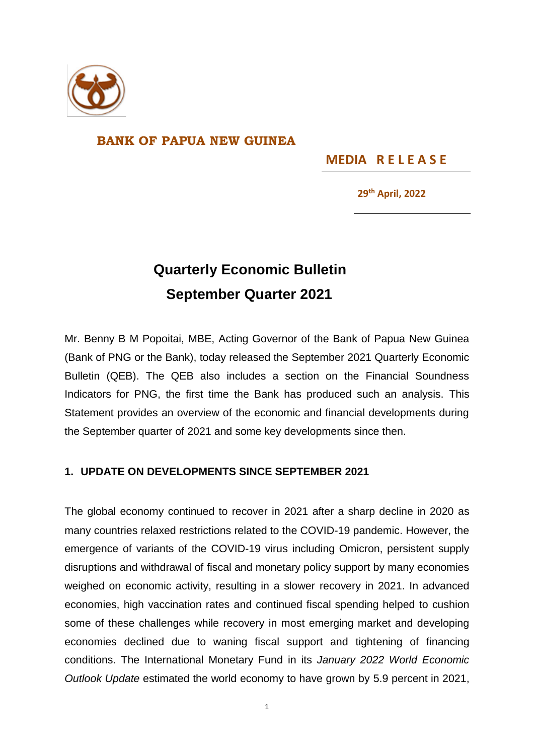**BANK OF PAPUA NEW GUINEA**

**MEDIA RELEASE**

**29th April, 2022**

# Quarterly Economic Bulletin
# September Quarter 2021

Mr. Benny B M Popoitai, MBE, Acting Governor of the Bank of Papua New Guinea (Bank of PNG or the Bank), today released the September 2021 Quarterly Economic Bulletin (QEB). The QEB also includes a section on the Financial Soundness Indicators for PNG, the first time the Bank has produced such an analysis. This Statement provides an overview of the economic and financial developments during the September quarter of 2021 and some key developments since then.

## 1. UPDATE ON DEVELOPMENTS SINCE SEPTEMBER 2021

The global economy continued to recover in 2021 after a sharp decline in 2020 as many countries relaxed restrictions related to the COVID-19 pandemic. However, the emergence of variants of the COVID-19 virus including Omicron, persistent supply disruptions and withdrawal of fiscal and monetary policy support by many economies weighed on economic activity, resulting in a slower recovery in 2021. In advanced economies, high vaccination rates and continued fiscal spending helped to cushion some of these challenges while recovery in most emerging market and developing economies declined due to waning fiscal support and tightening of financing conditions. The International Monetary Fund in its *January 2022 World Economic Outlook Update* estimated the world economy to have grown by 5.9 percent in 2021,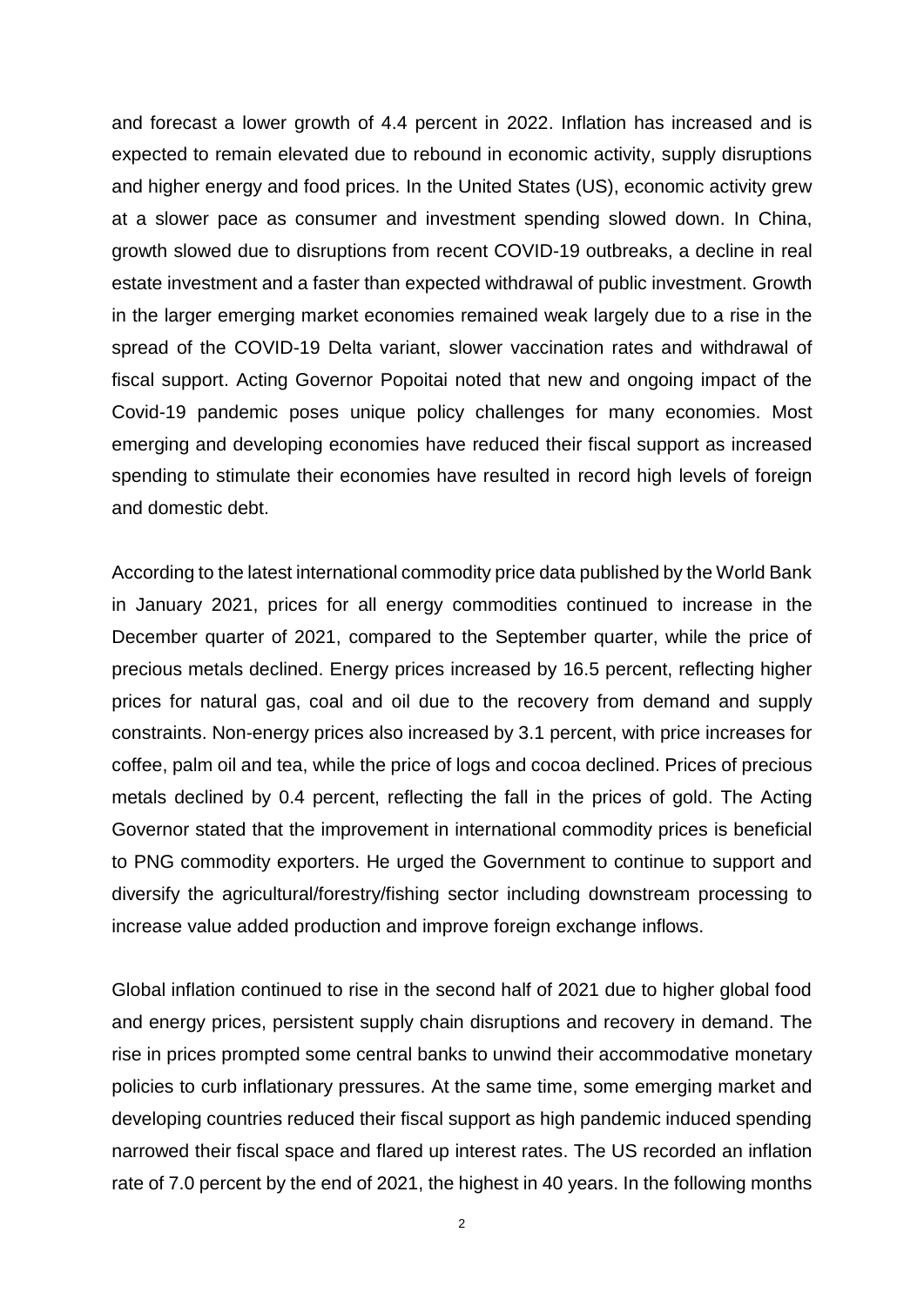and forecast a lower growth of 4.4 percent in 2022. Inflation has increased and is expected to remain elevated due to rebound in economic activity, supply disruptions and higher energy and food prices. In the United States (US), economic activity grew at a slower pace as consumer and investment spending slowed down. In China, growth slowed due to disruptions from recent COVID-19 outbreaks, a decline in real estate investment and a faster than expected withdrawal of public investment. Growth in the larger emerging market economies remained weak largely due to a rise in the spread of the COVID-19 Delta variant, slower vaccination rates and withdrawal of fiscal support. Acting Governor Popoitai noted that new and ongoing impact of the Covid-19 pandemic poses unique policy challenges for many economies. Most emerging and developing economies have reduced their fiscal support as increased spending to stimulate their economies have resulted in record high levels of foreign and domestic debt.

According to the latest international commodity price data published by the World Bank in January 2021, prices for all energy commodities continued to increase in the December quarter of 2021, compared to the September quarter, while the price of precious metals declined. Energy prices increased by 16.5 percent, reflecting higher prices for natural gas, coal and oil due to the recovery from demand and supply constraints. Non-energy prices also increased by 3.1 percent, with price increases for coffee, palm oil and tea, while the price of logs and cocoa declined. Prices of precious metals declined by 0.4 percent, reflecting the fall in the prices of gold. The Acting Governor stated that the improvement in international commodity prices is beneficial to PNG commodity exporters. He urged the Government to continue to support and diversify the agricultural/forestry/fishing sector including downstream processing to increase value added production and improve foreign exchange inflows.

Global inflation continued to rise in the second half of 2021 due to higher global food and energy prices, persistent supply chain disruptions and recovery in demand. The rise in prices prompted some central banks to unwind their accommodative monetary policies to curb inflationary pressures. At the same time, some emerging market and developing countries reduced their fiscal support as high pandemic induced spending narrowed their fiscal space and flared up interest rates. The US recorded an inflation rate of 7.0 percent by the end of 2021, the highest in 40 years. In the following months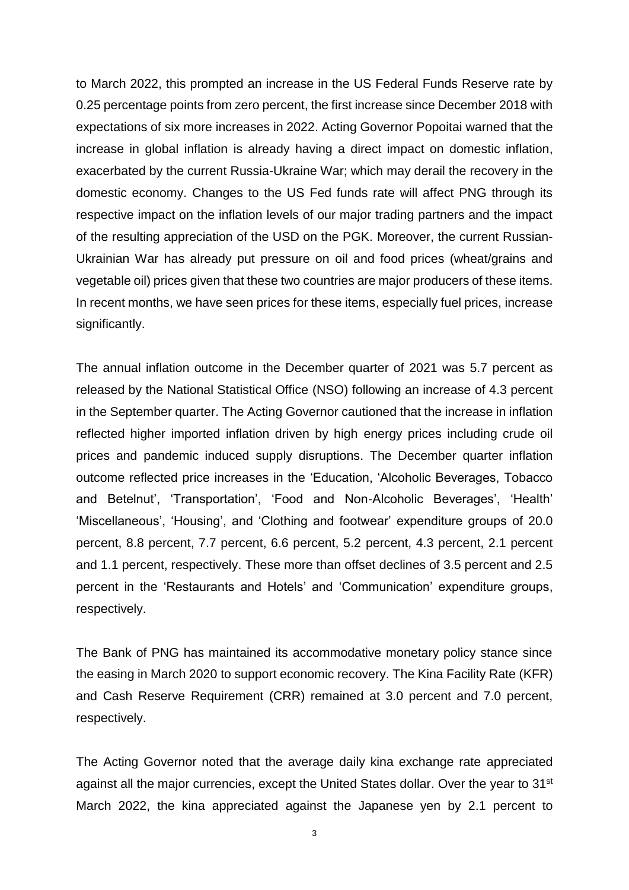to March 2022, this prompted an increase in the US Federal Funds Reserve rate by 0.25 percentage points from zero percent, the first increase since December 2018 with expectations of six more increases in 2022. Acting Governor Popoitai warned that the increase in global inflation is already having a direct impact on domestic inflation, exacerbated by the current Russia-Ukraine War; which may derail the recovery in the domestic economy. Changes to the US Fed funds rate will affect PNG through its respective impact on the inflation levels of our major trading partners and the impact of the resulting appreciation of the USD on the PGK. Moreover, the current Russian-Ukrainian War has already put pressure on oil and food prices (wheat/grains and vegetable oil) prices given that these two countries are major producers of these items. In recent months, we have seen prices for these items, especially fuel prices, increase significantly.

The annual inflation outcome in the December quarter of 2021 was 5.7 percent as released by the National Statistical Office (NSO) following an increase of 4.3 percent in the September quarter. The Acting Governor cautioned that the increase in inflation reflected higher imported inflation driven by high energy prices including crude oil prices and pandemic induced supply disruptions. The December quarter inflation outcome reflected price increases in the 'Education, 'Alcoholic Beverages, Tobacco and Betelnut', 'Transportation', 'Food and Non-Alcoholic Beverages', 'Health' 'Miscellaneous', 'Housing', and 'Clothing and footwear' expenditure groups of 20.0 percent, 8.8 percent, 7.7 percent, 6.6 percent, 5.2 percent, 4.3 percent, 2.1 percent and 1.1 percent, respectively. These more than offset declines of 3.5 percent and 2.5 percent in the 'Restaurants and Hotels' and 'Communication' expenditure groups, respectively.

The Bank of PNG has maintained its accommodative monetary policy stance since the easing in March 2020 to support economic recovery. The Kina Facility Rate (KFR) and Cash Reserve Requirement (CRR) remained at 3.0 percent and 7.0 percent, respectively.

The Acting Governor noted that the average daily kina exchange rate appreciated against all the major currencies, except the United States dollar. Over the year to 31st March 2022, the kina appreciated against the Japanese yen by 2.1 percent to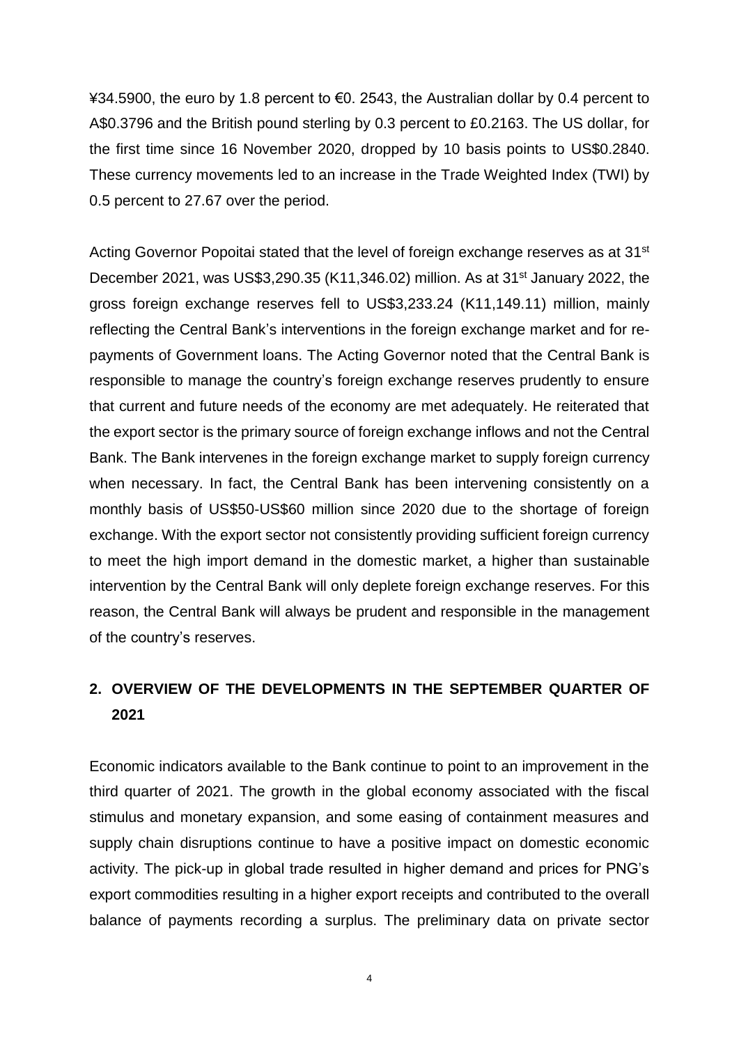¥34.5900, the euro by 1.8 percent to €0. 2543, the Australian dollar by 0.4 percent to A$0.3796 and the British pound sterling by 0.3 percent to £0.2163. The US dollar, for the first time since 16 November 2020, dropped by 10 basis points to US$0.2840. These currency movements led to an increase in the Trade Weighted Index (TWI) by 0.5 percent to 27.67 over the period.

Acting Governor Popoitai stated that the level of foreign exchange reserves as at 31st December 2021, was US$3,290.35 (K11,346.02) million. As at 31st January 2022, the gross foreign exchange reserves fell to US$3,233.24 (K11,149.11) million, mainly reflecting the Central Bank's interventions in the foreign exchange market and for re-payments of Government loans. The Acting Governor noted that the Central Bank is responsible to manage the country's foreign exchange reserves prudently to ensure that current and future needs of the economy are met adequately. He reiterated that the export sector is the primary source of foreign exchange inflows and not the Central Bank. The Bank intervenes in the foreign exchange market to supply foreign currency when necessary. In fact, the Central Bank has been intervening consistently on a monthly basis of US$50-US$60 million since 2020 due to the shortage of foreign exchange. With the export sector not consistently providing sufficient foreign currency to meet the high import demand in the domestic market, a higher than sustainable intervention by the Central Bank will only deplete foreign exchange reserves. For this reason, the Central Bank will always be prudent and responsible in the management of the country's reserves.

## 2. OVERVIEW OF THE DEVELOPMENTS IN THE SEPTEMBER QUARTER OF 2021

Economic indicators available to the Bank continue to point to an improvement in the third quarter of 2021. The growth in the global economy associated with the fiscal stimulus and monetary expansion, and some easing of containment measures and supply chain disruptions continue to have a positive impact on domestic economic activity. The pick-up in global trade resulted in higher demand and prices for PNG's export commodities resulting in a higher export receipts and contributed to the overall balance of payments recording a surplus. The preliminary data on private sector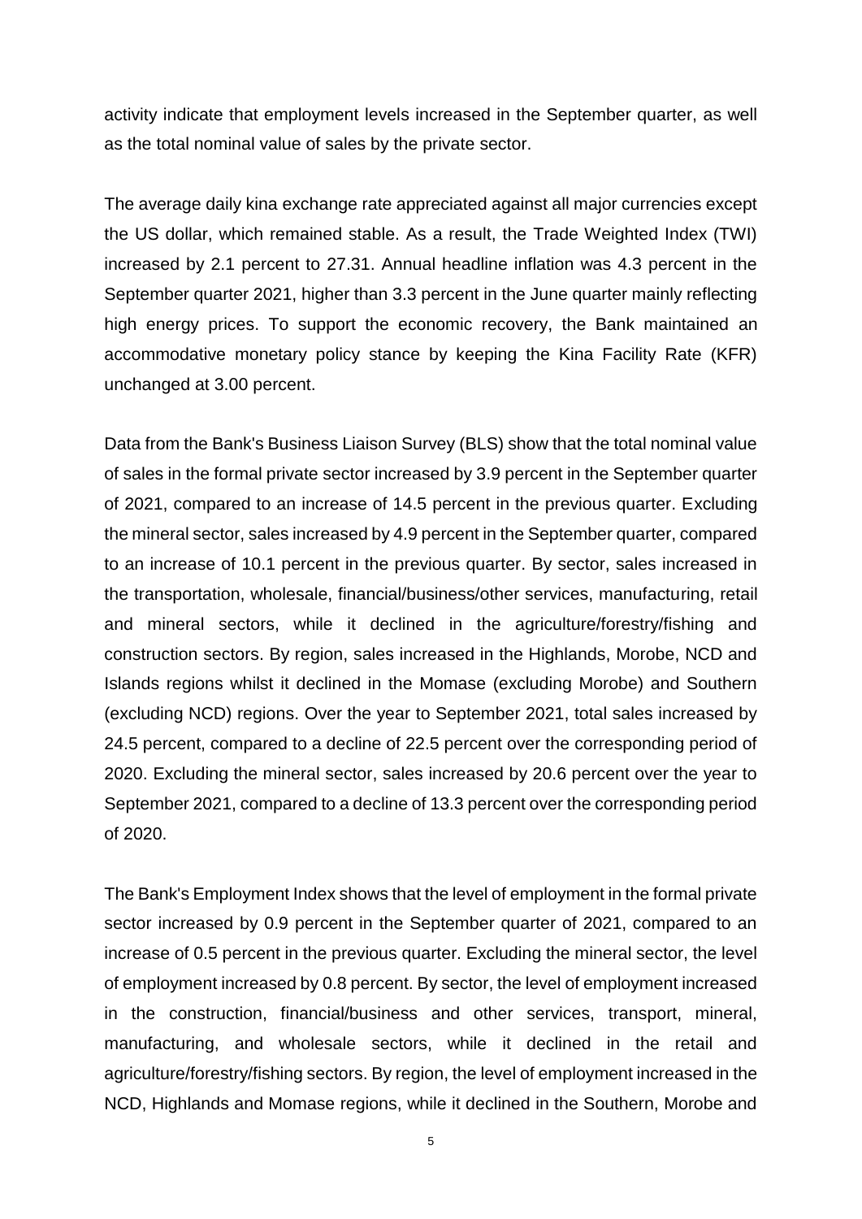activity indicate that employment levels increased in the September quarter, as well as the total nominal value of sales by the private sector.

The average daily kina exchange rate appreciated against all major currencies except the US dollar, which remained stable. As a result, the Trade Weighted Index (TWI) increased by 2.1 percent to 27.31. Annual headline inflation was 4.3 percent in the September quarter 2021, higher than 3.3 percent in the June quarter mainly reflecting high energy prices. To support the economic recovery, the Bank maintained an accommodative monetary policy stance by keeping the Kina Facility Rate (KFR) unchanged at 3.00 percent.

Data from the Bank's Business Liaison Survey (BLS) show that the total nominal value of sales in the formal private sector increased by 3.9 percent in the September quarter of 2021, compared to an increase of 14.5 percent in the previous quarter. Excluding the mineral sector, sales increased by 4.9 percent in the September quarter, compared to an increase of 10.1 percent in the previous quarter. By sector, sales increased in the transportation, wholesale, financial/business/other services, manufacturing, retail and mineral sectors, while it declined in the agriculture/forestry/fishing and construction sectors. By region, sales increased in the Highlands, Morobe, NCD and Islands regions whilst it declined in the Momase (excluding Morobe) and Southern (excluding NCD) regions. Over the year to September 2021, total sales increased by 24.5 percent, compared to a decline of 22.5 percent over the corresponding period of 2020. Excluding the mineral sector, sales increased by 20.6 percent over the year to September 2021, compared to a decline of 13.3 percent over the corresponding period of 2020.

The Bank's Employment Index shows that the level of employment in the formal private sector increased by 0.9 percent in the September quarter of 2021, compared to an increase of 0.5 percent in the previous quarter. Excluding the mineral sector, the level of employment increased by 0.8 percent. By sector, the level of employment increased in the construction, financial/business and other services, transport, mineral, manufacturing, and wholesale sectors, while it declined in the retail and agriculture/forestry/fishing sectors. By region, the level of employment increased in the NCD, Highlands and Momase regions, while it declined in the Southern, Morobe and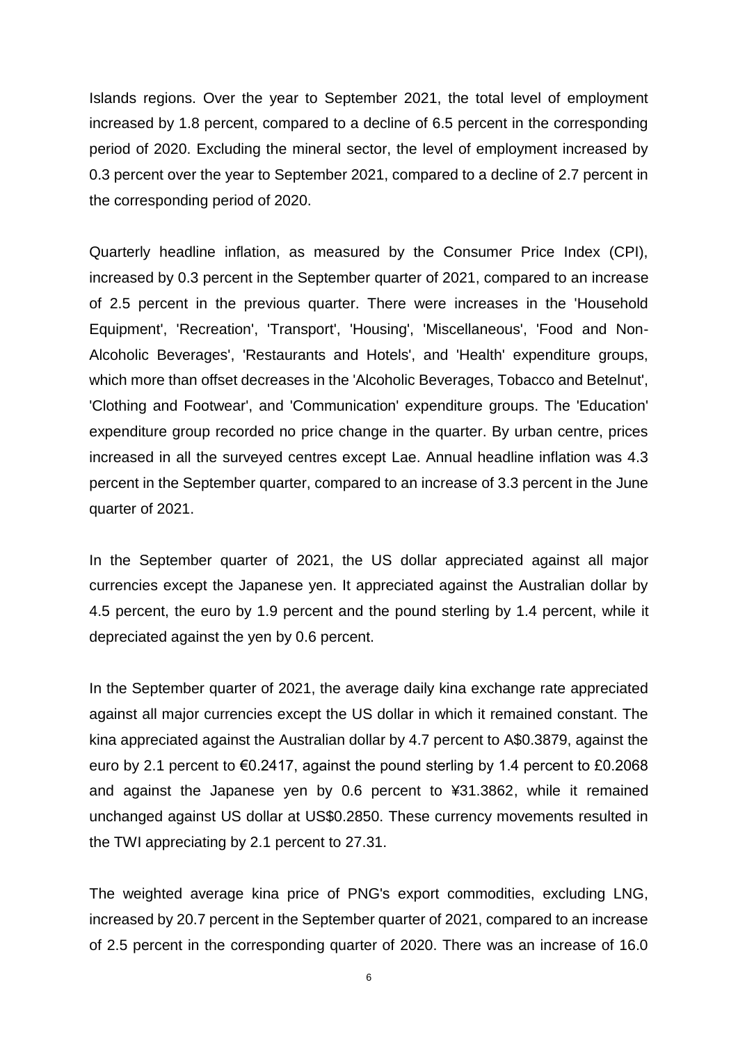Islands regions. Over the year to September 2021, the total level of employment increased by 1.8 percent, compared to a decline of 6.5 percent in the corresponding period of 2020. Excluding the mineral sector, the level of employment increased by 0.3 percent over the year to September 2021, compared to a decline of 2.7 percent in the corresponding period of 2020.

Quarterly headline inflation, as measured by the Consumer Price Index (CPI), increased by 0.3 percent in the September quarter of 2021, compared to an increase of 2.5 percent in the previous quarter. There were increases in the 'Household Equipment', 'Recreation', 'Transport', 'Housing', 'Miscellaneous', 'Food and Non-Alcoholic Beverages', 'Restaurants and Hotels', and 'Health' expenditure groups, which more than offset decreases in the 'Alcoholic Beverages, Tobacco and Betelnut', 'Clothing and Footwear', and 'Communication' expenditure groups. The 'Education' expenditure group recorded no price change in the quarter. By urban centre, prices increased in all the surveyed centres except Lae. Annual headline inflation was 4.3 percent in the September quarter, compared to an increase of 3.3 percent in the June quarter of 2021.

In the September quarter of 2021, the US dollar appreciated against all major currencies except the Japanese yen. It appreciated against the Australian dollar by 4.5 percent, the euro by 1.9 percent and the pound sterling by 1.4 percent, while it depreciated against the yen by 0.6 percent.

In the September quarter of 2021, the average daily kina exchange rate appreciated against all major currencies except the US dollar in which it remained constant. The kina appreciated against the Australian dollar by 4.7 percent to A$0.3879, against the euro by 2.1 percent to €0.2417, against the pound sterling by 1.4 percent to £0.2068 and against the Japanese yen by 0.6 percent to ¥31.3862, while it remained unchanged against US dollar at US$0.2850. These currency movements resulted in the TWI appreciating by 2.1 percent to 27.31.

The weighted average kina price of PNG's export commodities, excluding LNG, increased by 20.7 percent in the September quarter of 2021, compared to an increase of 2.5 percent in the corresponding quarter of 2020. There was an increase of 16.0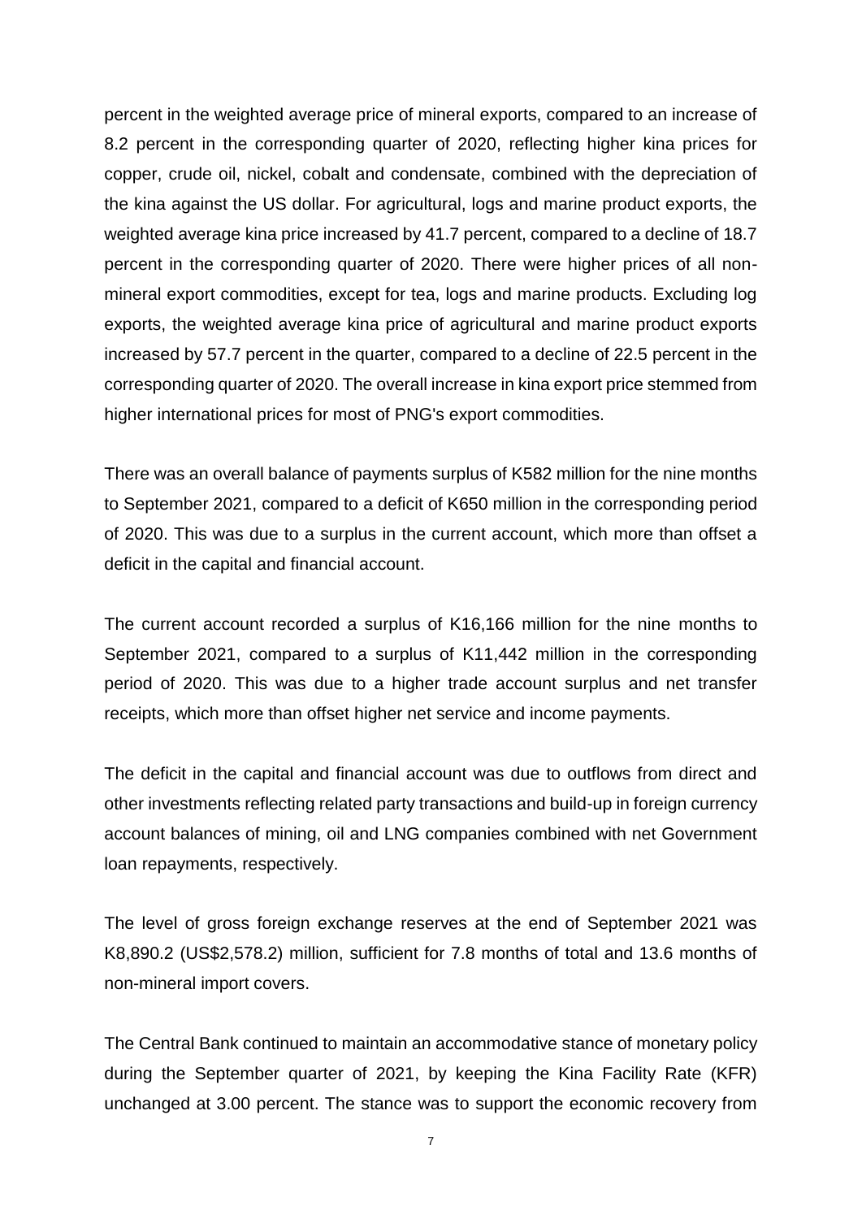percent in the weighted average price of mineral exports, compared to an increase of 8.2 percent in the corresponding quarter of 2020, reflecting higher kina prices for copper, crude oil, nickel, cobalt and condensate, combined with the depreciation of the kina against the US dollar. For agricultural, logs and marine product exports, the weighted average kina price increased by 41.7 percent, compared to a decline of 18.7 percent in the corresponding quarter of 2020. There were higher prices of all non-mineral export commodities, except for tea, logs and marine products. Excluding log exports, the weighted average kina price of agricultural and marine product exports increased by 57.7 percent in the quarter, compared to a decline of 22.5 percent in the corresponding quarter of 2020. The overall increase in kina export price stemmed from higher international prices for most of PNG's export commodities.

There was an overall balance of payments surplus of K582 million for the nine months to September 2021, compared to a deficit of K650 million in the corresponding period of 2020. This was due to a surplus in the current account, which more than offset a deficit in the capital and financial account.

The current account recorded a surplus of K16,166 million for the nine months to September 2021, compared to a surplus of K11,442 million in the corresponding period of 2020. This was due to a higher trade account surplus and net transfer receipts, which more than offset higher net service and income payments.

The deficit in the capital and financial account was due to outflows from direct and other investments reflecting related party transactions and build-up in foreign currency account balances of mining, oil and LNG companies combined with net Government loan repayments, respectively.

The level of gross foreign exchange reserves at the end of September 2021 was K8,890.2 (US$2,578.2) million, sufficient for 7.8 months of total and 13.6 months of non-mineral import covers.

The Central Bank continued to maintain an accommodative stance of monetary policy during the September quarter of 2021, by keeping the Kina Facility Rate (KFR) unchanged at 3.00 percent. The stance was to support the economic recovery from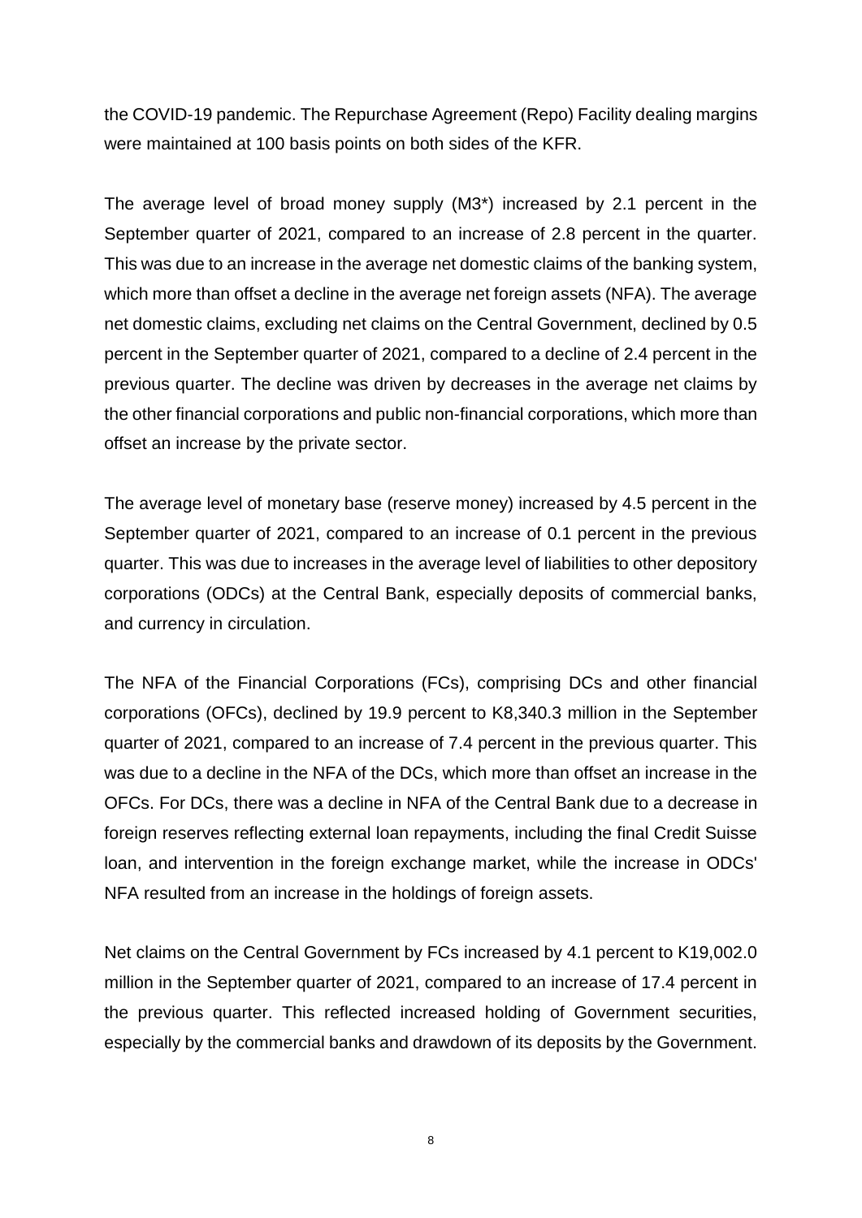the COVID-19 pandemic. The Repurchase Agreement (Repo) Facility dealing margins were maintained at 100 basis points on both sides of the KFR.

The average level of broad money supply (M3*) increased by 2.1 percent in the September quarter of 2021, compared to an increase of 2.8 percent in the quarter. This was due to an increase in the average net domestic claims of the banking system, which more than offset a decline in the average net foreign assets (NFA). The average net domestic claims, excluding net claims on the Central Government, declined by 0.5 percent in the September quarter of 2021, compared to a decline of 2.4 percent in the previous quarter. The decline was driven by decreases in the average net claims by the other financial corporations and public non-financial corporations, which more than offset an increase by the private sector.

The average level of monetary base (reserve money) increased by 4.5 percent in the September quarter of 2021, compared to an increase of 0.1 percent in the previous quarter. This was due to increases in the average level of liabilities to other depository corporations (ODCs) at the Central Bank, especially deposits of commercial banks, and currency in circulation.

The NFA of the Financial Corporations (FCs), comprising DCs and other financial corporations (OFCs), declined by 19.9 percent to K8,340.3 million in the September quarter of 2021, compared to an increase of 7.4 percent in the previous quarter. This was due to a decline in the NFA of the DCs, which more than offset an increase in the OFCs. For DCs, there was a decline in NFA of the Central Bank due to a decrease in foreign reserves reflecting external loan repayments, including the final Credit Suisse loan, and intervention in the foreign exchange market, while the increase in ODCs' NFA resulted from an increase in the holdings of foreign assets.

Net claims on the Central Government by FCs increased by 4.1 percent to K19,002.0 million in the September quarter of 2021, compared to an increase of 17.4 percent in the previous quarter. This reflected increased holding of Government securities, especially by the commercial banks and drawdown of its deposits by the Government.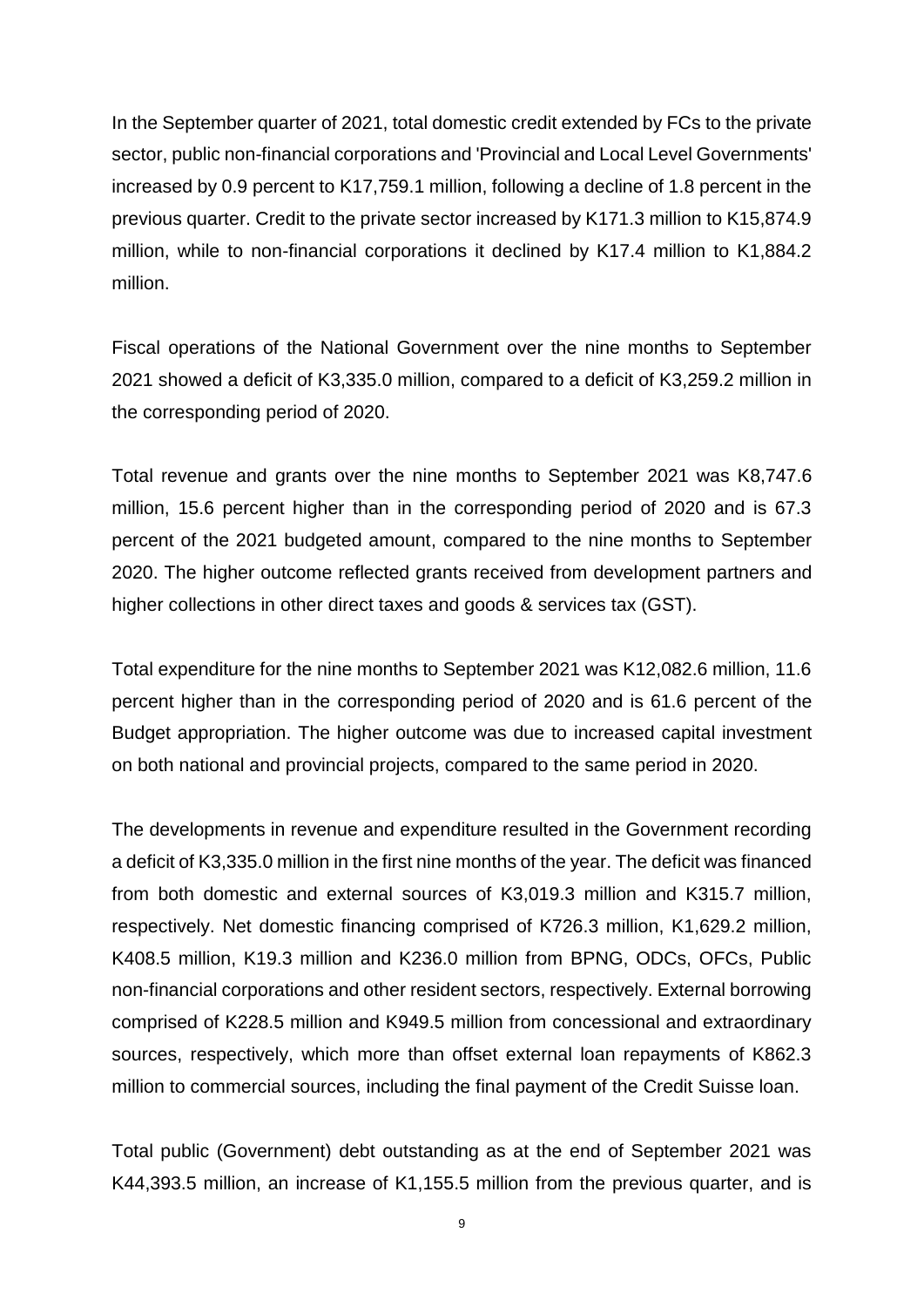In the September quarter of 2021, total domestic credit extended by FCs to the private sector, public non-financial corporations and 'Provincial and Local Level Governments' increased by 0.9 percent to K17,759.1 million, following a decline of 1.8 percent in the previous quarter. Credit to the private sector increased by K171.3 million to K15,874.9 million, while to non-financial corporations it declined by K17.4 million to K1,884.2 million.

Fiscal operations of the National Government over the nine months to September 2021 showed a deficit of K3,335.0 million, compared to a deficit of K3,259.2 million in the corresponding period of 2020.

Total revenue and grants over the nine months to September 2021 was K8,747.6 million, 15.6 percent higher than in the corresponding period of 2020 and is 67.3 percent of the 2021 budgeted amount, compared to the nine months to September 2020. The higher outcome reflected grants received from development partners and higher collections in other direct taxes and goods & services tax (GST).

Total expenditure for the nine months to September 2021 was K12,082.6 million, 11.6 percent higher than in the corresponding period of 2020 and is 61.6 percent of the Budget appropriation. The higher outcome was due to increased capital investment on both national and provincial projects, compared to the same period in 2020.

The developments in revenue and expenditure resulted in the Government recording a deficit of K3,335.0 million in the first nine months of the year. The deficit was financed from both domestic and external sources of K3,019.3 million and K315.7 million, respectively. Net domestic financing comprised of K726.3 million, K1,629.2 million, K408.5 million, K19.3 million and K236.0 million from BPNG, ODCs, OFCs, Public non-financial corporations and other resident sectors, respectively. External borrowing comprised of K228.5 million and K949.5 million from concessional and extraordinary sources, respectively, which more than offset external loan repayments of K862.3 million to commercial sources, including the final payment of the Credit Suisse loan.

Total public (Government) debt outstanding as at the end of September 2021 was K44,393.5 million, an increase of K1,155.5 million from the previous quarter, and is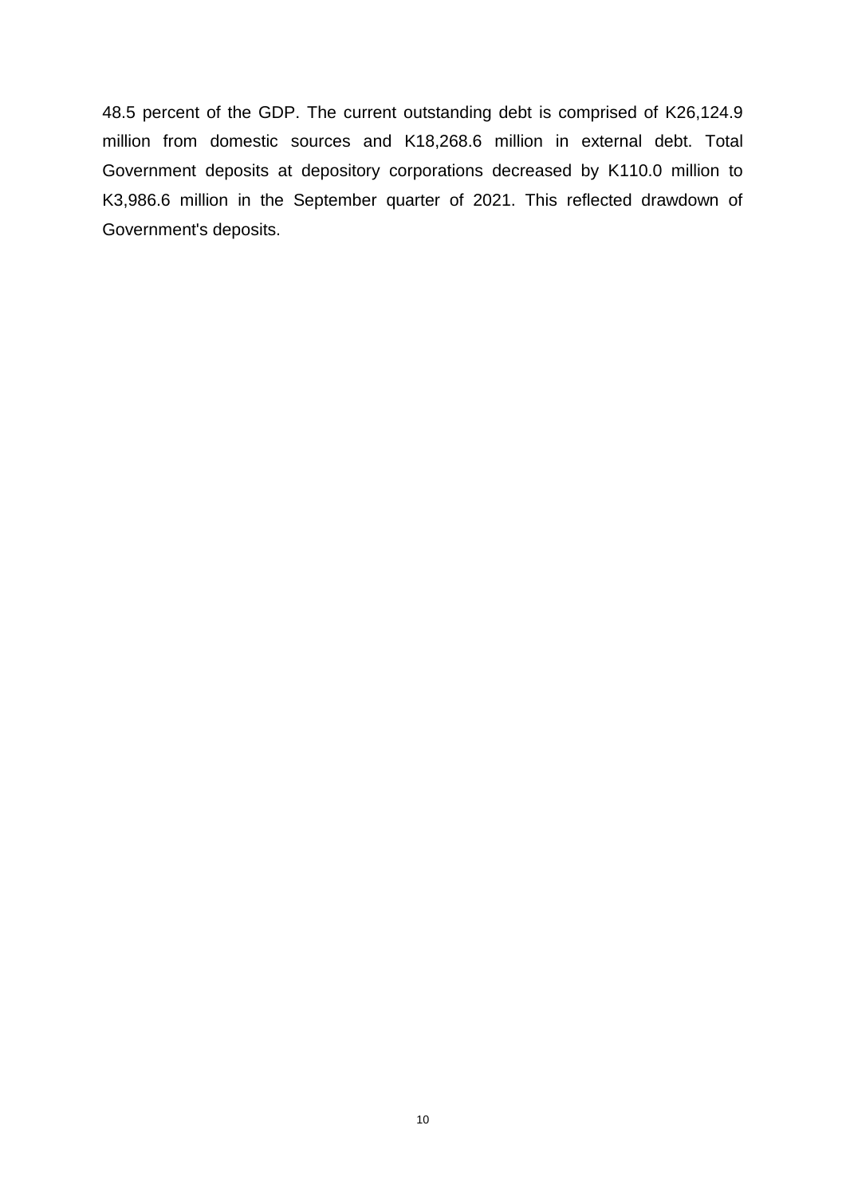48.5 percent of the GDP. The current outstanding debt is comprised of K26,124.9 million from domestic sources and K18,268.6 million in external debt. Total Government deposits at depository corporations decreased by K110.0 million to K3,986.6 million in the September quarter of 2021. This reflected drawdown of Government's deposits.